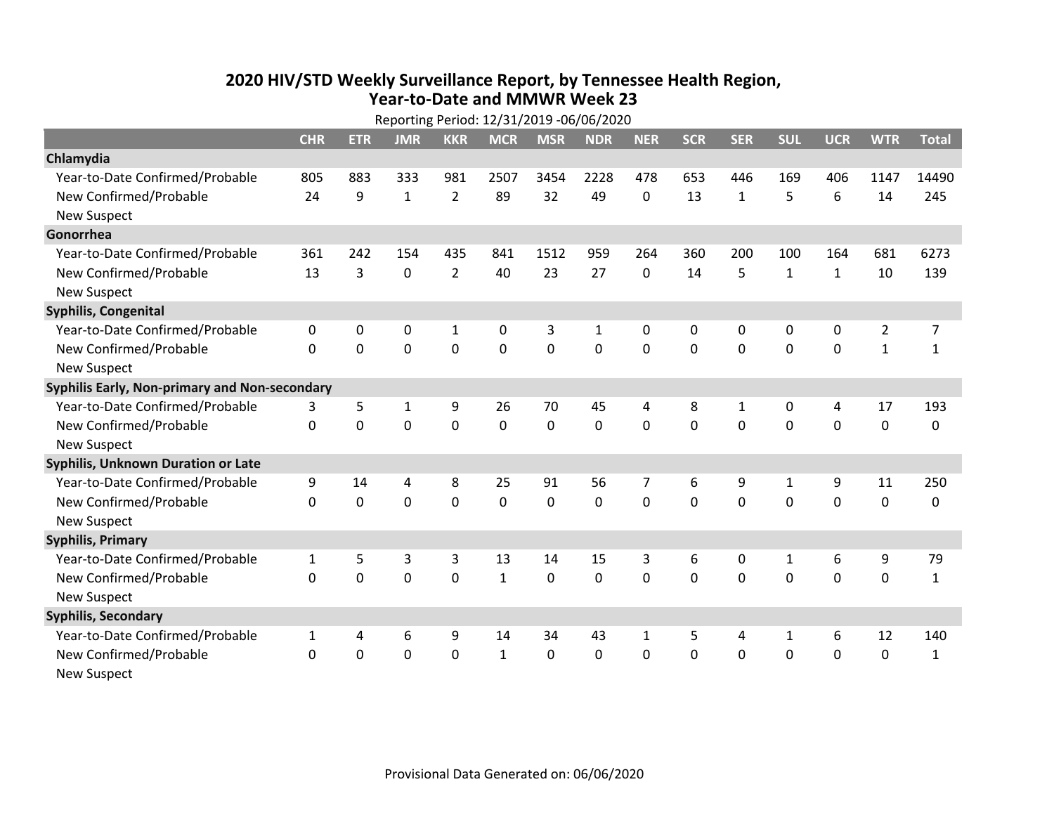# 2020 HIV/STD Weekly Surveillance Report, by Tennessee Health Region, Year-to-Date and MMWR Week 23

Reporting Period: 12/31/2019 -06/06/2020

| | CHR | ETR | JMR | KKR | MCR | MSR | NDR | NER | SCR | SER | SUL | UCR | WTR | Total |
|---|---|---|---|---|---|---|---|---|---|---|---|---|---|---|
| **Chlamydia** | | | | | | | | | | | | | | |
| Year-to-Date Confirmed/Probable | 805 | 883 | 333 | 981 | 2507 | 3454 | 2228 | 478 | 653 | 446 | 169 | 406 | 1147 | 14490 |
| New Confirmed/Probable | 24 | 9 | 1 | 2 | 89 | 32 | 49 | 0 | 13 | 1 | 5 | 6 | 14 | 245 |
| New Suspect | | | | | | | | | | | | | | |
| **Gonorrhea** | | | | | | | | | | | | | | |
| Year-to-Date Confirmed/Probable | 361 | 242 | 154 | 435 | 841 | 1512 | 959 | 264 | 360 | 200 | 100 | 164 | 681 | 6273 |
| New Confirmed/Probable | 13 | 3 | 0 | 2 | 40 | 23 | 27 | 0 | 14 | 5 | 1 | 1 | 10 | 139 |
| New Suspect | | | | | | | | | | | | | | |
| **Syphilis, Congenital** | | | | | | | | | | | | | | |
| Year-to-Date Confirmed/Probable | 0 | 0 | 0 | 1 | 0 | 3 | 1 | 0 | 0 | 0 | 0 | 0 | 2 | 7 |
| New Confirmed/Probable | 0 | 0 | 0 | 0 | 0 | 0 | 0 | 0 | 0 | 0 | 0 | 0 | 1 | 1 |
| New Suspect | | | | | | | | | | | | | | |
| **Syphilis Early, Non-primary and Non-secondary** | | | | | | | | | | | | | | |
| Year-to-Date Confirmed/Probable | 3 | 5 | 1 | 9 | 26 | 70 | 45 | 4 | 8 | 1 | 0 | 4 | 17 | 193 |
| New Confirmed/Probable | 0 | 0 | 0 | 0 | 0 | 0 | 0 | 0 | 0 | 0 | 0 | 0 | 0 | 0 |
| New Suspect | | | | | | | | | | | | | | |
| **Syphilis, Unknown Duration or Late** | | | | | | | | | | | | | | |
| Year-to-Date Confirmed/Probable | 9 | 14 | 4 | 8 | 25 | 91 | 56 | 7 | 6 | 9 | 1 | 9 | 11 | 250 |
| New Confirmed/Probable | 0 | 0 | 0 | 0 | 0 | 0 | 0 | 0 | 0 | 0 | 0 | 0 | 0 | 0 |
| New Suspect | | | | | | | | | | | | | | |
| **Syphilis, Primary** | | | | | | | | | | | | | | |
| Year-to-Date Confirmed/Probable | 1 | 5 | 3 | 3 | 13 | 14 | 15 | 3 | 6 | 0 | 1 | 6 | 9 | 79 |
| New Confirmed/Probable | 0 | 0 | 0 | 0 | 1 | 0 | 0 | 0 | 0 | 0 | 0 | 0 | 0 | 1 |
| New Suspect | | | | | | | | | | | | | | |
| **Syphilis, Secondary** | | | | | | | | | | | | | | |
| Year-to-Date Confirmed/Probable | 1 | 4 | 6 | 9 | 14 | 34 | 43 | 1 | 5 | 4 | 1 | 6 | 12 | 140 |
| New Confirmed/Probable | 0 | 0 | 0 | 0 | 1 | 0 | 0 | 0 | 0 | 0 | 0 | 0 | 0 | 1 |
| New Suspect | | | | | | | | | | | | | | |

Provisional Data Generated on: 06/06/2020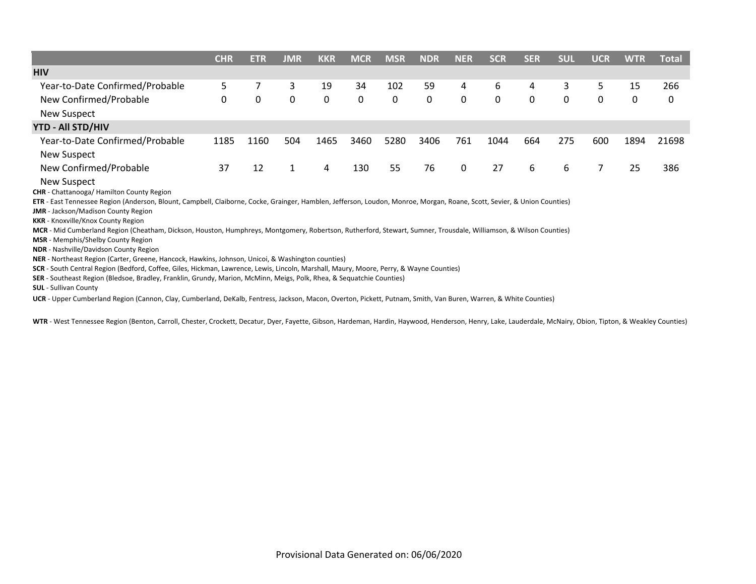| | CHR | ETR | JMR | KKR | MCR | MSR | NDR | NER | SCR | SER | SUL | UCR | WTR | Total |
|---|---|---|---|---|---|---|---|---|---|---|---|---|---|---|
| **HIV** | | | | | | | | | | | | | | |
| Year-to-Date Confirmed/Probable | 5 | 7 | 3 | 19 | 34 | 102 | 59 | 4 | 6 | 4 | 3 | 5 | 15 | 266 |
| New Confirmed/Probable | 0 | 0 | 0 | 0 | 0 | 0 | 0 | 0 | 0 | 0 | 0 | 0 | 0 | 0 |
| New Suspect | | | | | | | | | | | | | | |
| **YTD - All STD/HIV** | | | | | | | | | | | | | | |
| Year-to-Date Confirmed/Probable | 1185 | 1160 | 504 | 1465 | 3460 | 5280 | 3406 | 761 | 1044 | 664 | 275 | 600 | 1894 | 21698 |
| New Suspect | | | | | | | | | | | | | | |
| New Confirmed/Probable | 37 | 12 | 1 | 4 | 130 | 55 | 76 | 0 | 27 | 6 | 6 | 7 | 25 | 386 |
| New Suspect | | | | | | | | | | | | | | |

**CHR** - Chattanooga/ Hamilton County Region

**ETR** - East Tennessee Region (Anderson, Blount, Campbell, Claiborne, Cocke, Grainger, Hamblen, Jefferson, Loudon, Monroe, Morgan, Roane, Scott, Sevier, & Union Counties)

**JMR** - Jackson/Madison County Region

**KKR** - Knoxville/Knox County Region

**MCR** - Mid Cumberland Region (Cheatham, Dickson, Houston, Humphreys, Montgomery, Robertson, Rutherford, Stewart, Sumner, Trousdale, Williamson, & Wilson Counties)

**MSR** - Memphis/Shelby County Region

**NDR** - Nashville/Davidson County Region

**NER** - Northeast Region (Carter, Greene, Hancock, Hawkins, Johnson, Unicoi, & Washington counties)

**SCR** - South Central Region (Bedford, Coffee, Giles, Hickman, Lawrence, Lewis, Lincoln, Marshall, Maury, Moore, Perry, & Wayne Counties)

**SER** - Southeast Region (Bledsoe, Bradley, Franklin, Grundy, Marion, McMinn, Meigs, Polk, Rhea, & Sequatchie Counties)

**SUL** - Sullivan County

**UCR** - Upper Cumberland Region (Cannon, Clay, Cumberland, DeKalb, Fentress, Jackson, Macon, Overton, Pickett, Putnam, Smith, Van Buren, Warren, & White Counties)

**WTR** - West Tennessee Region (Benton, Carroll, Chester, Crockett, Decatur, Dyer, Fayette, Gibson, Hardeman, Hardin, Haywood, Henderson, Henry, Lake, Lauderdale, McNairy, Obion, Tipton, & Weakley Counties)

Provisional Data Generated on: 06/06/2020